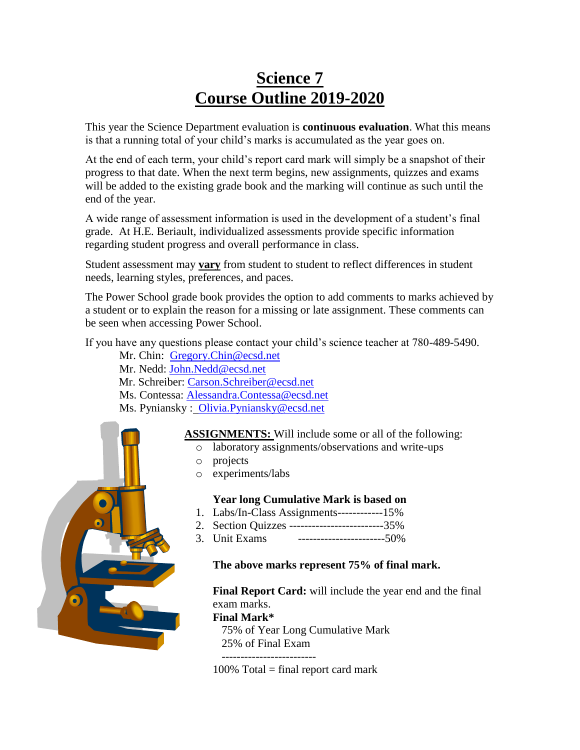# Science 7
# Course Outline 2019-2020

This year the Science Department evaluation is **continuous evaluation**. What this means is that a running total of your child's marks is accumulated as the year goes on.

At the end of each term, your child's report card mark will simply be a snapshot of their progress to that date. When the next term begins, new assignments, quizzes and exams will be added to the existing grade book and the marking will continue as such until the end of the year.

A wide range of assessment information is used in the development of a student's final grade. At H.E. Beriault, individualized assessments provide specific information regarding student progress and overall performance in class.

Student assessment may **vary** from student to student to reflect differences in student needs, learning styles, preferences, and paces.

The Power School grade book provides the option to add comments to marks achieved by a student or to explain the reason for a missing or late assignment. These comments can be seen when accessing Power School.

If you have any questions please contact your child's science teacher at 780-489-5490.

Mr. Chin: Gregory.Chin@ecsd.net
Mr. Nedd: John.Nedd@ecsd.net
Mr. Schreiber: Carson.Schreiber@ecsd.net
Ms. Contessa: Alessandra.Contessa@ecsd.net
Ms. Pyniansky : Olivia.Pyniansky@ecsd.net

**ASSIGNMENTS:** Will include some or all of the following:

- laboratory assignments/observations and write-ups
- projects
- experiments/labs

**Year long Cumulative Mark is based on**

1. Labs/In-Class Assignments------------15%
2. Section Quizzes -------------------------35%
3. Unit Exams -----------------------50%

**The above marks represent 75% of final mark.**

**Final Report Card:** will include the year end and the final exam marks.

**Final Mark***
75% of Year Long Cumulative Mark
25% of Final Exam
-------------------------
100% Total = final report card mark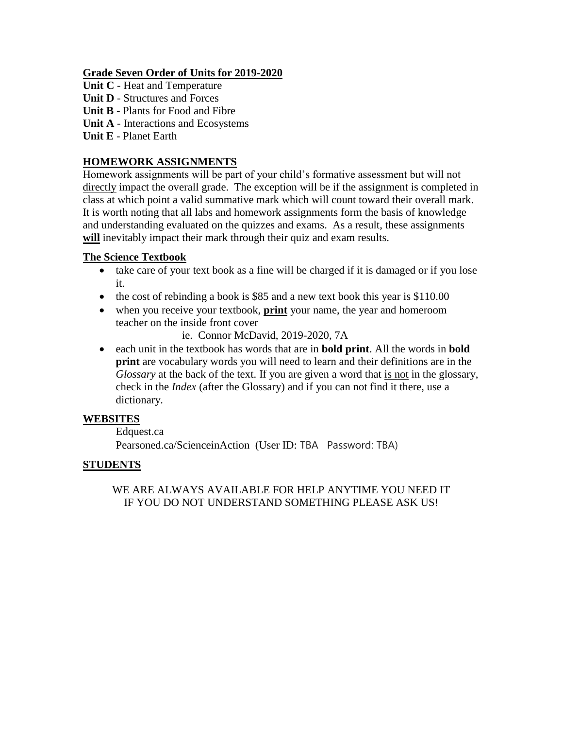**Grade Seven Order of Units for 2019-2020**

**Unit C** - Heat and Temperature
**Unit D** - Structures and Forces
**Unit B** - Plants for Food and Fibre
**Unit A** - Interactions and Ecosystems
**Unit E** - Planet Earth

**HOMEWORK ASSIGNMENTS**

Homework assignments will be part of your child's formative assessment but will not directly impact the overall grade. The exception will be if the assignment is completed in class at which point a valid summative mark which will count toward their overall mark. It is worth noting that all labs and homework assignments form the basis of knowledge and understanding evaluated on the quizzes and exams. As a result, these assignments **will** inevitably impact their mark through their quiz and exam results.

**The Science Textbook**

- take care of your text book as a fine will be charged if it is damaged or if you lose it.
- the cost of rebinding a book is $85 and a new text book this year is $110.00
- when you receive your textbook, **print** your name, the year and homeroom teacher on the inside front cover

  ie. Connor McDavid, 2019-2020, 7A
- each unit in the textbook has words that are in **bold print**. All the words in **bold print** are vocabulary words you will need to learn and their definitions are in the *Glossary* at the back of the text. If you are given a word that is not in the glossary, check in the *Index* (after the Glossary) and if you can not find it there, use a dictionary.

**WEBSITES**

Edquest.ca
Pearsoned.ca/ScienceinAction (User ID: TBA Password: TBA)

**STUDENTS**

WE ARE ALWAYS AVAILABLE FOR HELP ANYTIME YOU NEED IT
IF YOU DO NOT UNDERSTAND SOMETHING PLEASE ASK US!